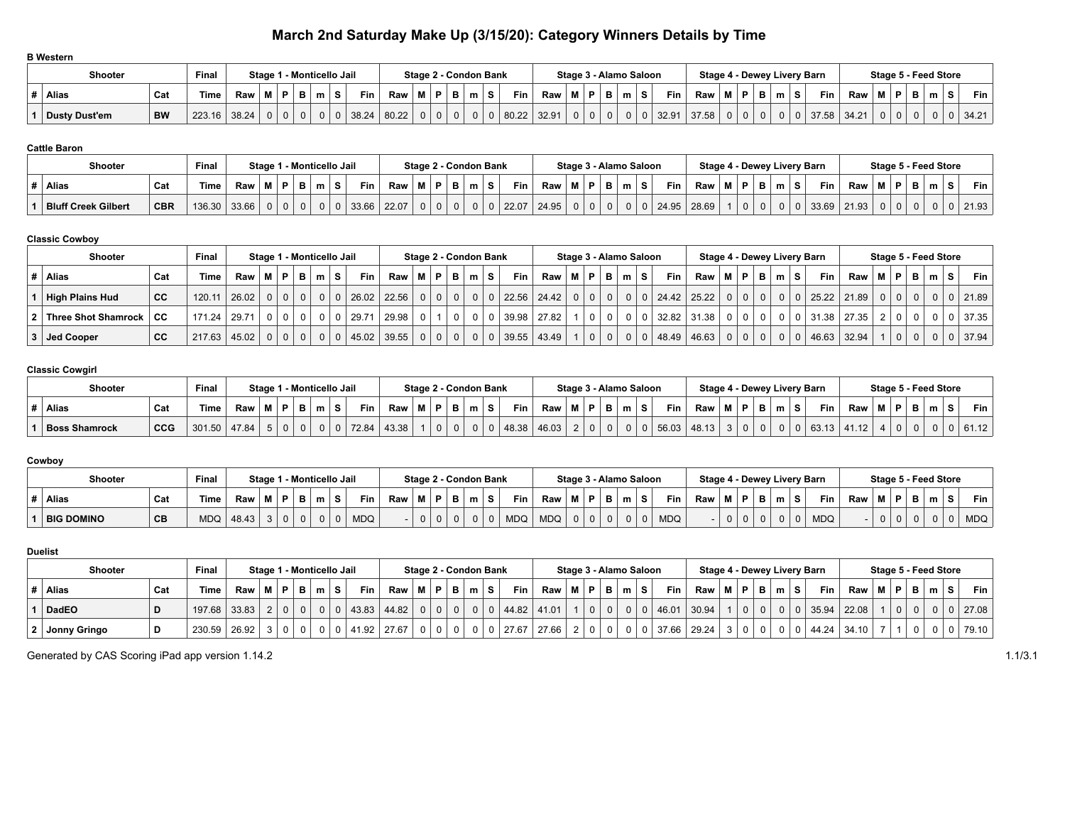# March 2nd Saturday Make Up (3/15/20): Category Winners Details by Time

### B Western

| Shooter | | | Final | Stage 1 - Monticello Jail | | | | | | | Stage 2 - Condon Bank | | | | | | | Stage 3 - Alamo Saloon | | | | | | | Stage 4 - Dewey Livery Barn | | | | | | | Stage 5 - Feed Store | | | | | | |
|---|---|---|---|---|---|---|---|---|---|---|---|---|---|---|---|---|---|---|---|---|---|---|---|---|---|---|---|---|---|---|---|---|---|---|---|---|---|---|
| # | Alias | Cat | Time | Raw | M | P | B | m | S | Fin | Raw | M | P | B | m | S | Fin | Raw | M | P | B | m | S | Fin | Raw | M | P | B | m | S | Fin | Raw | M | P | B | m | S | Fin |
| 1 | Dusty Dust'em | BW | 223.16 | 38.24 | 0 | 0 | 0 | 0 | 0 | 38.24 | 80.22 | 0 | 0 | 0 | 0 | 0 | 80.22 | 32.91 | 0 | 0 | 0 | 0 | 0 | 32.91 | 37.58 | 0 | 0 | 0 | 0 | 0 | 37.58 | 34.21 | 0 | 0 | 0 | 0 | 0 | 34.21 |

### Cattle Baron

| Shooter | | | Final | Stage 1 - Monticello Jail | | | | | | | Stage 2 - Condon Bank | | | | | | | Stage 3 - Alamo Saloon | | | | | | | Stage 4 - Dewey Livery Barn | | | | | | | Stage 5 - Feed Store | | | | | | |
|---|---|---|---|---|---|---|---|---|---|---|---|---|---|---|---|---|---|---|---|---|---|---|---|---|---|---|---|---|---|---|---|---|---|---|---|---|---|---|
| # | Alias | Cat | Time | Raw | M | P | B | m | S | Fin | Raw | M | P | B | m | S | Fin | Raw | M | P | B | m | S | Fin | Raw | M | P | B | m | S | Fin | Raw | M | P | B | m | S | Fin |
| 1 | Bluff Creek Gilbert | CBR | 136.30 | 33.66 | 0 | 0 | 0 | 0 | 0 | 33.66 | 22.07 | 0 | 0 | 0 | 0 | 0 | 22.07 | 24.95 | 0 | 0 | 0 | 0 | 0 | 24.95 | 28.69 | 1 | 0 | 0 | 0 | 0 | 33.69 | 21.93 | 0 | 0 | 0 | 0 | 0 | 21.93 |

### Classic Cowboy

| Shooter | | | Final | Stage 1 - Monticello Jail | | | | | | | Stage 2 - Condon Bank | | | | | | | Stage 3 - Alamo Saloon | | | | | | | Stage 4 - Dewey Livery Barn | | | | | | | Stage 5 - Feed Store | | | | | | |
|---|---|---|---|---|---|---|---|---|---|---|---|---|---|---|---|---|---|---|---|---|---|---|---|---|---|---|---|---|---|---|---|---|---|---|---|---|---|---|
| # | Alias | Cat | Time | Raw | M | P | B | m | S | Fin | Raw | M | P | B | m | S | Fin | Raw | M | P | B | m | S | Fin | Raw | M | P | B | m | S | Fin | Raw | M | P | B | m | S | Fin |
| 1 | High Plains Hud | CC | 120.11 | 26.02 | 0 | 0 | 0 | 0 | 0 | 26.02 | 22.56 | 0 | 0 | 0 | 0 | 0 | 22.56 | 24.42 | 0 | 0 | 0 | 0 | 0 | 24.42 | 25.22 | 0 | 0 | 0 | 0 | 0 | 25.22 | 21.89 | 0 | 0 | 0 | 0 | 0 | 21.89 |
| 2 | Three Shot Shamrock | CC | 171.24 | 29.71 | 0 | 0 | 0 | 0 | 0 | 29.71 | 29.98 | 0 | 1 | 0 | 0 | 0 | 39.98 | 27.82 | 1 | 0 | 0 | 0 | 0 | 32.82 | 31.38 | 0 | 0 | 0 | 0 | 0 | 31.38 | 27.35 | 2 | 0 | 0 | 0 | 0 | 37.35 |
| 3 | Jed Cooper | CC | 217.63 | 45.02 | 0 | 0 | 0 | 0 | 0 | 45.02 | 39.55 | 0 | 0 | 0 | 0 | 0 | 39.55 | 43.49 | 1 | 0 | 0 | 0 | 0 | 48.49 | 46.63 | 0 | 0 | 0 | 0 | 0 | 46.63 | 32.94 | 1 | 0 | 0 | 0 | 0 | 37.94 |

### Classic Cowgirl

| Shooter | | | Final | Stage 1 - Monticello Jail | | | | | | | Stage 2 - Condon Bank | | | | | | | Stage 3 - Alamo Saloon | | | | | | | Stage 4 - Dewey Livery Barn | | | | | | | Stage 5 - Feed Store | | | | | | |
|---|---|---|---|---|---|---|---|---|---|---|---|---|---|---|---|---|---|---|---|---|---|---|---|---|---|---|---|---|---|---|---|---|---|---|---|---|---|---|
| # | Alias | Cat | Time | Raw | M | P | B | m | S | Fin | Raw | M | P | B | m | S | Fin | Raw | M | P | B | m | S | Fin | Raw | M | P | B | m | S | Fin | Raw | M | P | B | m | S | Fin |
| 1 | Boss Shamrock | CCG | 301.50 | 47.84 | 5 | 0 | 0 | 0 | 0 | 72.84 | 43.38 | 1 | 0 | 0 | 0 | 0 | 48.38 | 46.03 | 2 | 0 | 0 | 0 | 0 | 56.03 | 48.13 | 3 | 0 | 0 | 0 | 0 | 63.13 | 41.12 | 4 | 0 | 0 | 0 | 0 | 61.12 |

### Cowboy

| Shooter | | | Final | Stage 1 - Monticello Jail | | | | | | | Stage 2 - Condon Bank | | | | | | | Stage 3 - Alamo Saloon | | | | | | | Stage 4 - Dewey Livery Barn | | | | | | | Stage 5 - Feed Store | | | | | | |
|---|---|---|---|---|---|---|---|---|---|---|---|---|---|---|---|---|---|---|---|---|---|---|---|---|---|---|---|---|---|---|---|---|---|---|---|---|---|---|
| # | Alias | Cat | Time | Raw | M | P | B | m | S | Fin | Raw | M | P | B | m | S | Fin | Raw | M | P | B | m | S | Fin | Raw | M | P | B | m | S | Fin | Raw | M | P | B | m | S | Fin |
| 1 | BIG DOMINO | CB | MDQ | 48.43 | 3 | 0 | 0 | 0 | 0 | MDQ | - | 0 | 0 | 0 | 0 | 0 | MDQ | MDQ | 0 | 0 | 0 | 0 | 0 | MDQ | - | 0 | 0 | 0 | 0 | 0 | MDQ | - | 0 | 0 | 0 | 0 | 0 | MDQ |

### Duelist

| Shooter | | | Final | Stage 1 - Monticello Jail | | | | | | | Stage 2 - Condon Bank | | | | | | | Stage 3 - Alamo Saloon | | | | | | | Stage 4 - Dewey Livery Barn | | | | | | | Stage 5 - Feed Store | | | | | | |
|---|---|---|---|---|---|---|---|---|---|---|---|---|---|---|---|---|---|---|---|---|---|---|---|---|---|---|---|---|---|---|---|---|---|---|---|---|---|---|
| # | Alias | Cat | Time | Raw | M | P | B | m | S | Fin | Raw | M | P | B | m | S | Fin | Raw | M | P | B | m | S | Fin | Raw | M | P | B | m | S | Fin | Raw | M | P | B | m | S | Fin |
| 1 | DadEO | D | 197.68 | 33.83 | 2 | 0 | 0 | 0 | 0 | 43.83 | 44.82 | 0 | 0 | 0 | 0 | 0 | 44.82 | 41.01 | 1 | 0 | 0 | 0 | 0 | 46.01 | 30.94 | 1 | 0 | 0 | 0 | 0 | 35.94 | 22.08 | 1 | 0 | 0 | 0 | 0 | 27.08 |
| 2 | Jonny Gringo | D | 230.59 | 26.92 | 3 | 0 | 0 | 0 | 0 | 41.92 | 27.67 | 0 | 0 | 0 | 0 | 0 | 27.67 | 27.66 | 2 | 0 | 0 | 0 | 0 | 37.66 | 29.24 | 3 | 0 | 0 | 0 | 0 | 44.24 | 34.10 | 7 | 1 | 0 | 0 | 0 | 79.10 |

Generated by CAS Scoring iPad app version 1.14.2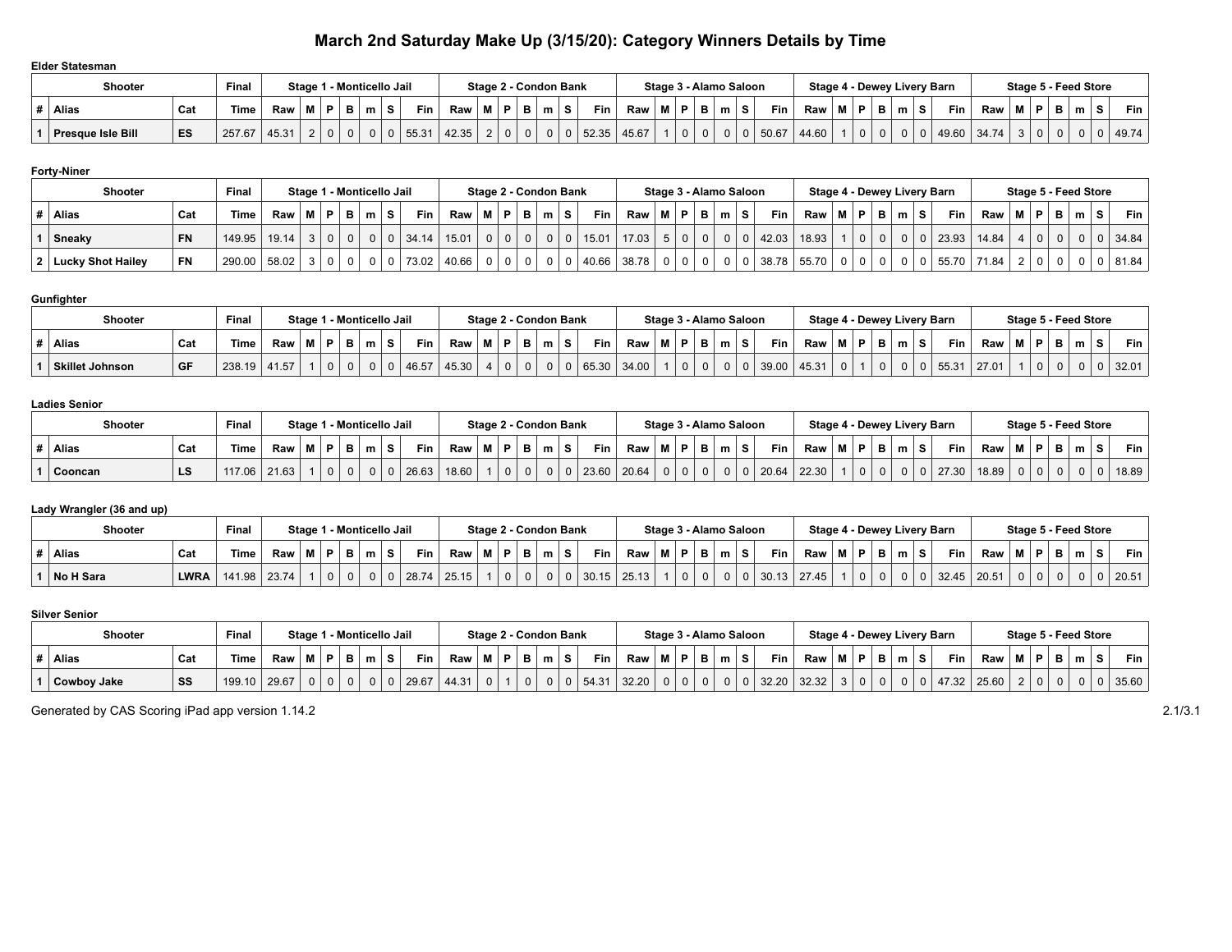# March 2nd Saturday Make Up (3/15/20): Category Winners Details by Time

### Elder Statesman

| Shooter | | | Final | Stage 1 - Monticello Jail | | | | | | | Stage 2 - Condon Bank | | | | | | | Stage 3 - Alamo Saloon | | | | | | | Stage 4 - Dewey Livery Barn | | | | | | | Stage 5 - Feed Store | | | | | | |
|---|---|---|---|---|---|---|---|---|---|---|---|---|---|---|---|---|---|---|---|---|---|---|---|---|---|---|---|---|---|---|---|---|---|---|---|---|---|---|
| # | Alias | Cat | Time | Raw | M | P | B | m | S | Fin | Raw | M | P | B | m | S | Fin | Raw | M | P | B | m | S | Fin | Raw | M | P | B | m | S | Fin | Raw | M | P | B | m | S | Fin |
| 1 | Presque Isle Bill | ES | 257.67 | 45.31 | 2 | 0 | 0 | 0 | 0 | 55.31 | 42.35 | 2 | 0 | 0 | 0 | 0 | 52.35 | 45.67 | 1 | 0 | 0 | 0 | 0 | 50.67 | 44.60 | 1 | 0 | 0 | 0 | 0 | 49.60 | 34.74 | 3 | 0 | 0 | 0 | 0 | 49.74 |

### Forty-Niner

| Shooter | | | Final | Stage 1 - Monticello Jail | | | | | | | Stage 2 - Condon Bank | | | | | | | Stage 3 - Alamo Saloon | | | | | | | Stage 4 - Dewey Livery Barn | | | | | | | Stage 5 - Feed Store | | | | | | |
|---|---|---|---|---|---|---|---|---|---|---|---|---|---|---|---|---|---|---|---|---|---|---|---|---|---|---|---|---|---|---|---|---|---|---|---|---|---|---|
| # | Alias | Cat | Time | Raw | M | P | B | m | S | Fin | Raw | M | P | B | m | S | Fin | Raw | M | P | B | m | S | Fin | Raw | M | P | B | m | S | Fin | Raw | M | P | B | m | S | Fin |
| 1 | Sneaky | FN | 149.95 | 19.14 | 3 | 0 | 0 | 0 | 0 | 34.14 | 15.01 | 0 | 0 | 0 | 0 | 0 | 15.01 | 17.03 | 5 | 0 | 0 | 0 | 0 | 42.03 | 18.93 | 1 | 0 | 0 | 0 | 0 | 23.93 | 14.84 | 4 | 0 | 0 | 0 | 0 | 34.84 |
| 2 | Lucky Shot Hailey | FN | 290.00 | 58.02 | 3 | 0 | 0 | 0 | 0 | 73.02 | 40.66 | 0 | 0 | 0 | 0 | 0 | 40.66 | 38.78 | 0 | 0 | 0 | 0 | 0 | 38.78 | 55.70 | 0 | 0 | 0 | 0 | 0 | 55.70 | 71.84 | 2 | 0 | 0 | 0 | 0 | 81.84 |

### Gunfighter

| Shooter | | | Final | Stage 1 - Monticello Jail | | | | | | | Stage 2 - Condon Bank | | | | | | | Stage 3 - Alamo Saloon | | | | | | | Stage 4 - Dewey Livery Barn | | | | | | | Stage 5 - Feed Store | | | | | | |
|---|---|---|---|---|---|---|---|---|---|---|---|---|---|---|---|---|---|---|---|---|---|---|---|---|---|---|---|---|---|---|---|---|---|---|---|---|---|---|
| # | Alias | Cat | Time | Raw | M | P | B | m | S | Fin | Raw | M | P | B | m | S | Fin | Raw | M | P | B | m | S | Fin | Raw | M | P | B | m | S | Fin | Raw | M | P | B | m | S | Fin |
| 1 | Skillet Johnson | GF | 238.19 | 41.57 | 1 | 0 | 0 | 0 | 0 | 46.57 | 45.30 | 4 | 0 | 0 | 0 | 0 | 65.30 | 34.00 | 1 | 0 | 0 | 0 | 0 | 39.00 | 45.31 | 0 | 1 | 0 | 0 | 0 | 55.31 | 27.01 | 1 | 0 | 0 | 0 | 0 | 32.01 |

### Ladies Senior

| Shooter | | | Final | Stage 1 - Monticello Jail | | | | | | | Stage 2 - Condon Bank | | | | | | | Stage 3 - Alamo Saloon | | | | | | | Stage 4 - Dewey Livery Barn | | | | | | | Stage 5 - Feed Store | | | | | | |
|---|---|---|---|---|---|---|---|---|---|---|---|---|---|---|---|---|---|---|---|---|---|---|---|---|---|---|---|---|---|---|---|---|---|---|---|---|---|---|
| # | Alias | Cat | Time | Raw | M | P | B | m | S | Fin | Raw | M | P | B | m | S | Fin | Raw | M | P | B | m | S | Fin | Raw | M | P | B | m | S | Fin | Raw | M | P | B | m | S | Fin |
| 1 | Cooncan | LS | 117.06 | 21.63 | 1 | 0 | 0 | 0 | 0 | 26.63 | 18.60 | 1 | 0 | 0 | 0 | 0 | 23.60 | 20.64 | 0 | 0 | 0 | 0 | 0 | 20.64 | 22.30 | 1 | 0 | 0 | 0 | 0 | 27.30 | 18.89 | 0 | 0 | 0 | 0 | 0 | 18.89 |

### Lady Wrangler (36 and up)

| Shooter | | | Final | Stage 1 - Monticello Jail | | | | | | | Stage 2 - Condon Bank | | | | | | | Stage 3 - Alamo Saloon | | | | | | | Stage 4 - Dewey Livery Barn | | | | | | | Stage 5 - Feed Store | | | | | | |
|---|---|---|---|---|---|---|---|---|---|---|---|---|---|---|---|---|---|---|---|---|---|---|---|---|---|---|---|---|---|---|---|---|---|---|---|---|---|---|
| # | Alias | Cat | Time | Raw | M | P | B | m | S | Fin | Raw | M | P | B | m | S | Fin | Raw | M | P | B | m | S | Fin | Raw | M | P | B | m | S | Fin | Raw | M | P | B | m | S | Fin |
| 1 | No H Sara | LWRA | 141.98 | 23.74 | 1 | 0 | 0 | 0 | 0 | 28.74 | 25.15 | 1 | 0 | 0 | 0 | 0 | 30.15 | 25.13 | 1 | 0 | 0 | 0 | 0 | 30.13 | 27.45 | 1 | 0 | 0 | 0 | 0 | 32.45 | 20.51 | 0 | 0 | 0 | 0 | 0 | 20.51 |

### Silver Senior

| Shooter | | | Final | Stage 1 - Monticello Jail | | | | | | | Stage 2 - Condon Bank | | | | | | | Stage 3 - Alamo Saloon | | | | | | | Stage 4 - Dewey Livery Barn | | | | | | | Stage 5 - Feed Store | | | | | | |
|---|---|---|---|---|---|---|---|---|---|---|---|---|---|---|---|---|---|---|---|---|---|---|---|---|---|---|---|---|---|---|---|---|---|---|---|---|---|---|
| # | Alias | Cat | Time | Raw | M | P | B | m | S | Fin | Raw | M | P | B | m | S | Fin | Raw | M | P | B | m | S | Fin | Raw | M | P | B | m | S | Fin | Raw | M | P | B | m | S | Fin |
| 1 | Cowboy Jake | SS | 199.10 | 29.67 | 0 | 0 | 0 | 0 | 0 | 29.67 | 44.31 | 0 | 1 | 0 | 0 | 0 | 54.31 | 32.20 | 0 | 0 | 0 | 0 | 0 | 32.20 | 32.32 | 3 | 0 | 0 | 0 | 0 | 47.32 | 25.60 | 2 | 0 | 0 | 0 | 0 | 35.60 |

Generated by CAS Scoring iPad app version 1.14.2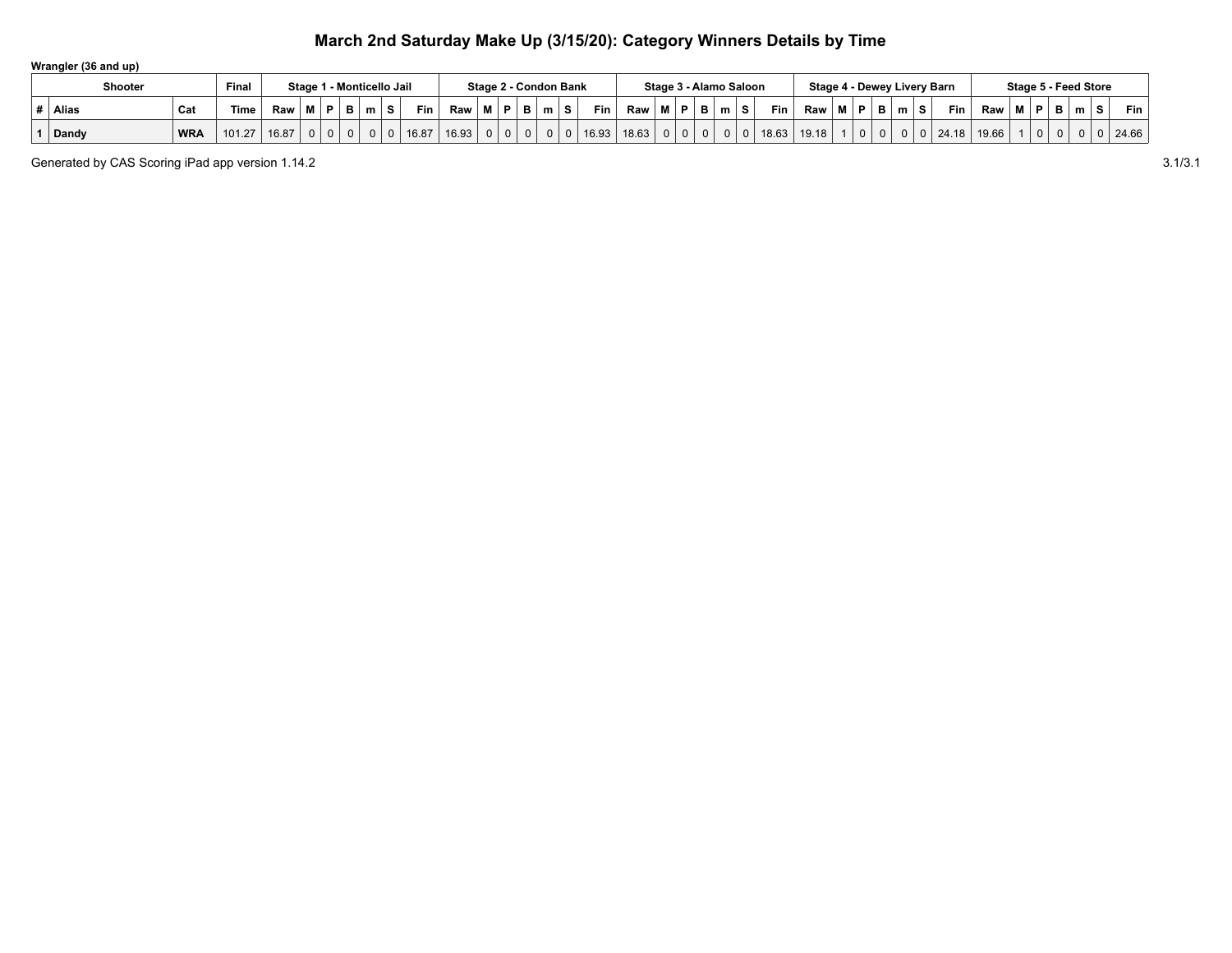# March 2nd Saturday Make Up (3/15/20): Category Winners Details by Time

**Wrangler (36 and up)**

| Shooter | | | Final | Stage 1 - Monticello Jail | | | | | | | Stage 2 - Condon Bank | | | | | | | Stage 3 - Alamo Saloon | | | | | | | Stage 4 - Dewey Livery Barn | | | | | | | Stage 5 - Feed Store | | | | | | |
|---|---|---|---|---|---|---|---|---|---|---|---|---|---|---|---|---|---|---|---|---|---|---|---|---|---|---|---|---|---|---|---|---|---|---|---|---|---|---|
| # | Alias | Cat | Time | Raw | M | P | B | m | S | Fin | Raw | M | P | B | m | S | Fin | Raw | M | P | B | m | S | Fin | Raw | M | P | B | m | S | Fin | Raw | M | P | B | m | S | Fin |
| 1 | **Dandy** | **WRA** | 101.27 | 16.87 | 0 | 0 | 0 | 0 | 0 | 16.87 | 16.93 | 0 | 0 | 0 | 0 | 0 | 16.93 | 18.63 | 0 | 0 | 0 | 0 | 0 | 18.63 | 19.18 | 1 | 0 | 0 | 0 | 0 | 24.18 | 19.66 | 1 | 0 | 0 | 0 | 0 | 24.66 |

Generated by CAS Scoring iPad app version 1.14.2